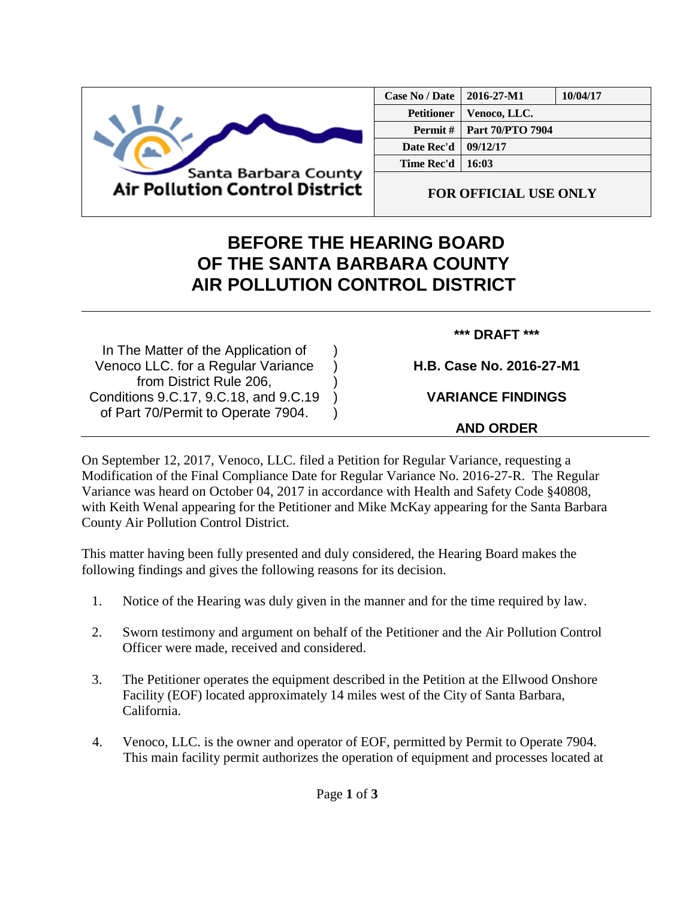Santa Barbara County
Air Pollution Control District

| Case No / Date | 2016-27-M1 | 10/04/17 |
| --- | --- | --- |
| Petitioner | Venoco, LLC. | |
| Permit # | Part 70/PTO 7904 | |
| Date Rec'd | 09/12/17 | |
| Time Rec'd | 16:03 | |
| FOR OFFICIAL USE ONLY | | |

# BEFORE THE HEARING BOARD OF THE SANTA BARBARA COUNTY AIR POLLUTION CONTROL DISTRICT

**\*\*\* DRAFT \*\*\***

In The Matter of the Application of Venoco LLC. for a Regular Variance from District Rule 206, Conditions 9.C.17, 9.C.18, and 9.C.19 of Part 70/Permit to Operate 7904.

**H.B. Case No. 2016-27-M1**

**VARIANCE FINDINGS AND ORDER**

On September 12, 2017, Venoco, LLC. filed a Petition for Regular Variance, requesting a Modification of the Final Compliance Date for Regular Variance No. 2016-27-R. The Regular Variance was heard on October 04, 2017 in accordance with Health and Safety Code §40808, with Keith Wenal appearing for the Petitioner and Mike McKay appearing for the Santa Barbara County Air Pollution Control District.

This matter having been fully presented and duly considered, the Hearing Board makes the following findings and gives the following reasons for its decision.

1. Notice of the Hearing was duly given in the manner and for the time required by law.
2. Sworn testimony and argument on behalf of the Petitioner and the Air Pollution Control Officer were made, received and considered.
3. The Petitioner operates the equipment described in the Petition at the Ellwood Onshore Facility (EOF) located approximately 14 miles west of the City of Santa Barbara, California.
4. Venoco, LLC. is the owner and operator of EOF, permitted by Permit to Operate 7904. This main facility permit authorizes the operation of equipment and processes located at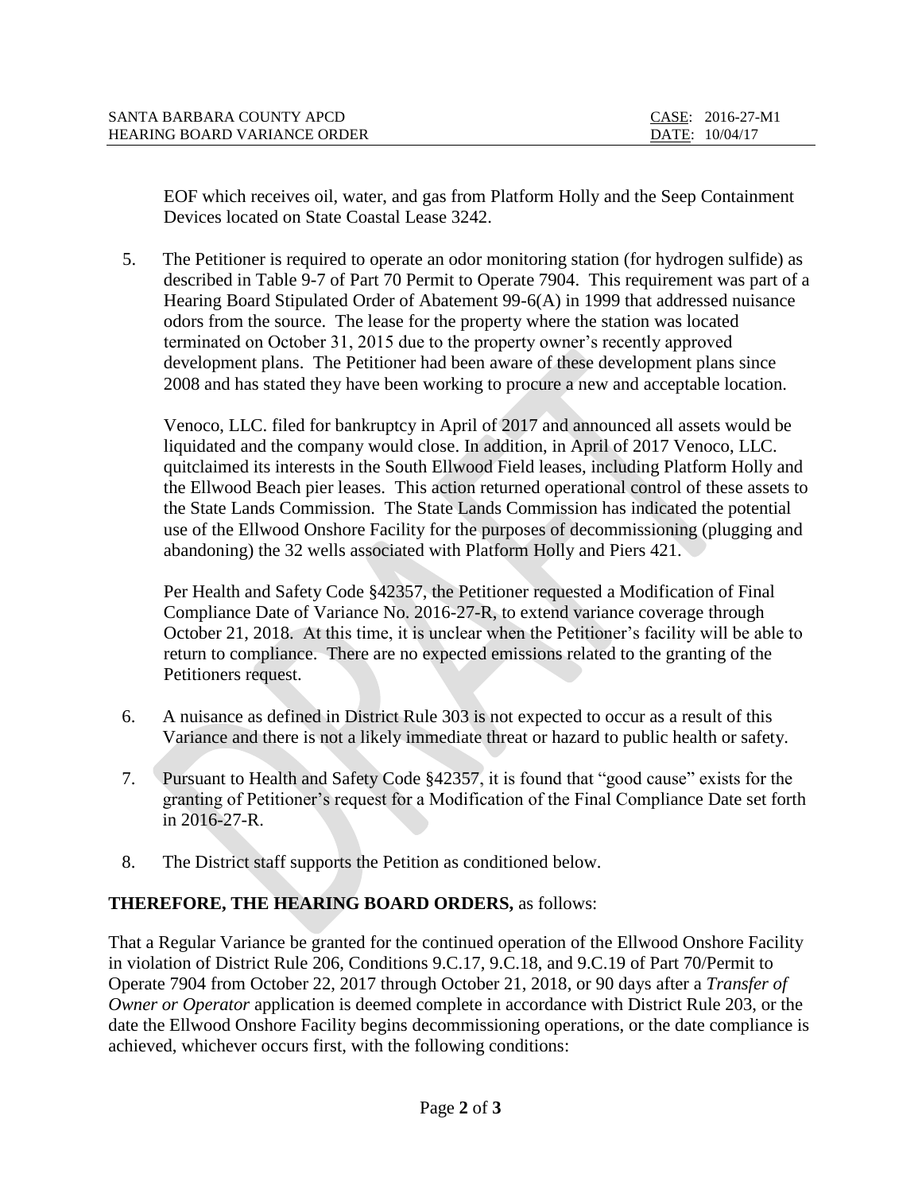EOF which receives oil, water, and gas from Platform Holly and the Seep Containment Devices located on State Coastal Lease 3242.

5. The Petitioner is required to operate an odor monitoring station (for hydrogen sulfide) as described in Table 9-7 of Part 70 Permit to Operate 7904. This requirement was part of a Hearing Board Stipulated Order of Abatement 99-6(A) in 1999 that addressed nuisance odors from the source. The lease for the property where the station was located terminated on October 31, 2015 due to the property owner's recently approved development plans. The Petitioner had been aware of these development plans since 2008 and has stated they have been working to procure a new and acceptable location.

   Venoco, LLC. filed for bankruptcy in April of 2017 and announced all assets would be liquidated and the company would close. In addition, in April of 2017 Venoco, LLC. quitclaimed its interests in the South Ellwood Field leases, including Platform Holly and the Ellwood Beach pier leases. This action returned operational control of these assets to the State Lands Commission. The State Lands Commission has indicated the potential use of the Ellwood Onshore Facility for the purposes of decommissioning (plugging and abandoning) the 32 wells associated with Platform Holly and Piers 421.

   Per Health and Safety Code §42357, the Petitioner requested a Modification of Final Compliance Date of Variance No. 2016-27-R, to extend variance coverage through October 21, 2018. At this time, it is unclear when the Petitioner's facility will be able to return to compliance. There are no expected emissions related to the granting of the Petitioners request.

6. A nuisance as defined in District Rule 303 is not expected to occur as a result of this Variance and there is not a likely immediate threat or hazard to public health or safety.

7. Pursuant to Health and Safety Code §42357, it is found that "good cause" exists for the granting of Petitioner's request for a Modification of the Final Compliance Date set forth in 2016-27-R.

8. The District staff supports the Petition as conditioned below.

**THEREFORE, THE HEARING BOARD ORDERS,** as follows:

That a Regular Variance be granted for the continued operation of the Ellwood Onshore Facility in violation of District Rule 206, Conditions 9.C.17, 9.C.18, and 9.C.19 of Part 70/Permit to Operate 7904 from October 22, 2017 through October 21, 2018, or 90 days after a *Transfer of Owner or Operator* application is deemed complete in accordance with District Rule 203, or the date the Ellwood Onshore Facility begins decommissioning operations, or the date compliance is achieved, whichever occurs first, with the following conditions: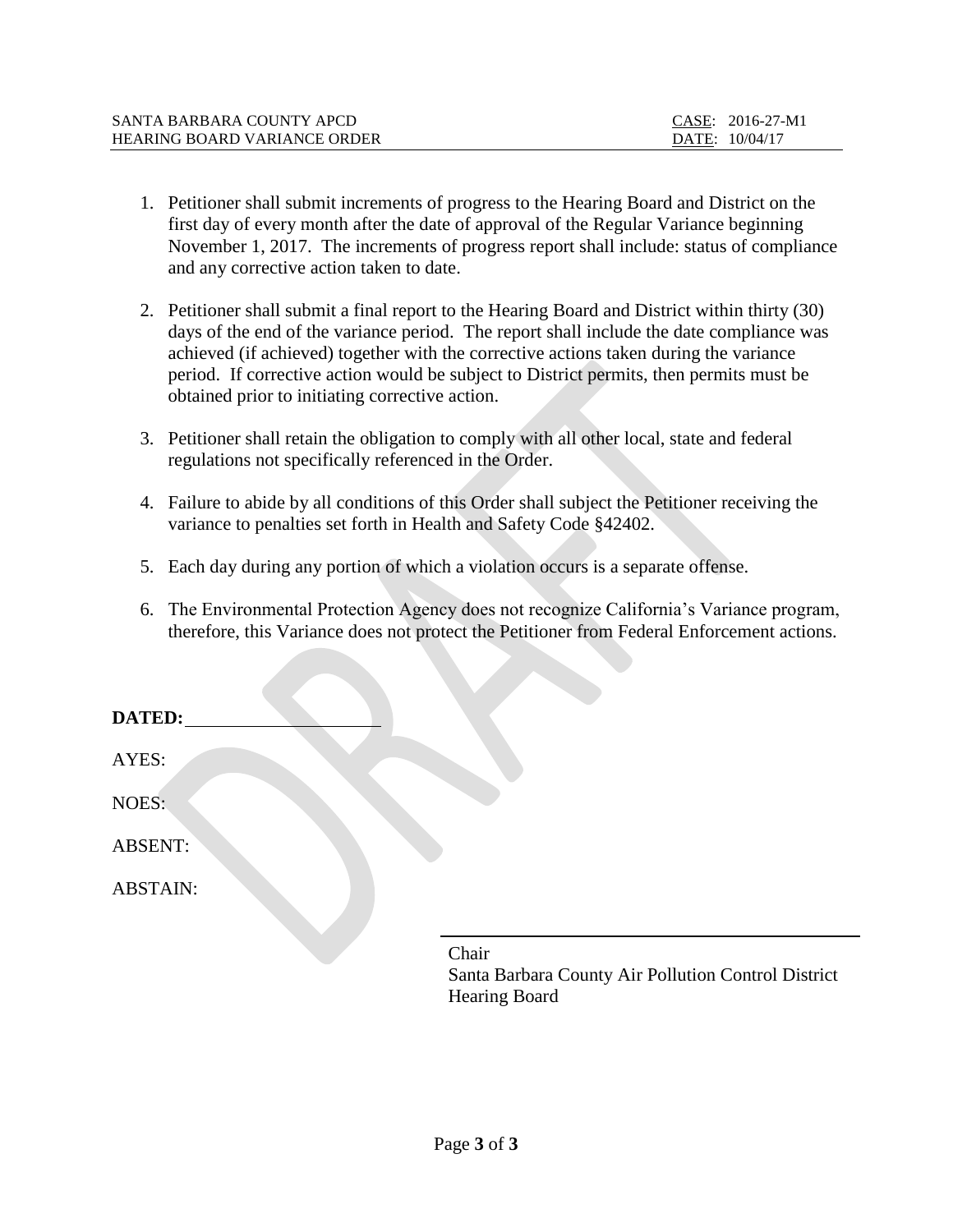1. Petitioner shall submit increments of progress to the Hearing Board and District on the first day of every month after the date of approval of the Regular Variance beginning November 1, 2017. The increments of progress report shall include: status of compliance and any corrective action taken to date.

2. Petitioner shall submit a final report to the Hearing Board and District within thirty (30) days of the end of the variance period. The report shall include the date compliance was achieved (if achieved) together with the corrective actions taken during the variance period. If corrective action would be subject to District permits, then permits must be obtained prior to initiating corrective action.

3. Petitioner shall retain the obligation to comply with all other local, state and federal regulations not specifically referenced in the Order.

4. Failure to abide by all conditions of this Order shall subject the Petitioner receiving the variance to penalties set forth in Health and Safety Code §42402.

5. Each day during any portion of which a violation occurs is a separate offense.

6. The Environmental Protection Agency does not recognize California's Variance program, therefore, this Variance does not protect the Petitioner from Federal Enforcement actions.

**DATED:** ____________________

AYES:

NOES:

ABSENT:

ABSTAIN:

\_\_\_\_\_\_\_\_\_\_\_\_\_\_\_\_\_\_\_\_\_\_\_\_\_\_\_\_\_\_\_\_\_\_\_\_\_\_\_\_

Chair
Santa Barbara County Air Pollution Control District
Hearing Board